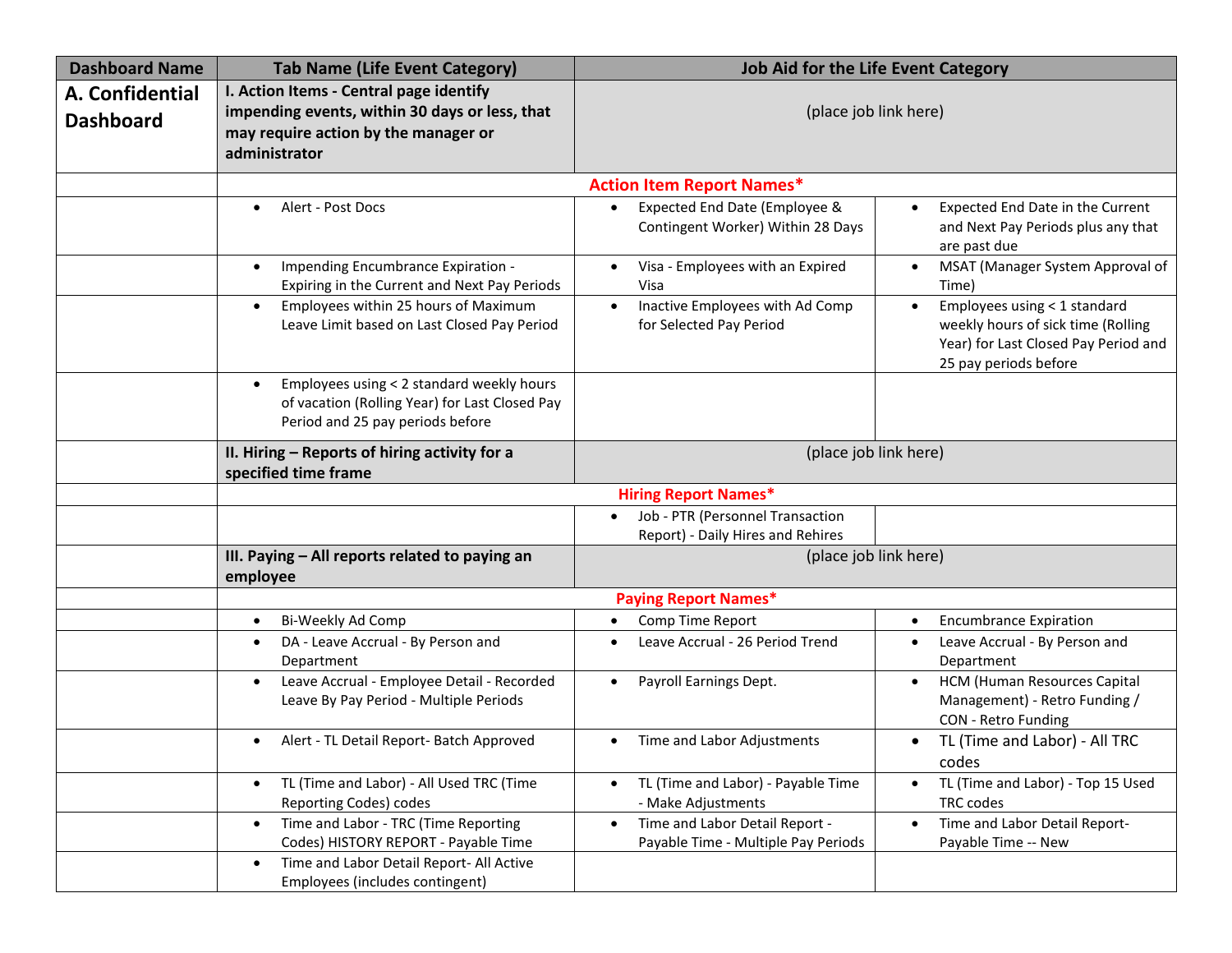| Dashboard Name | Tab Name (Life Event Category) | Job Aid for the Life Event Category | |
|---|---|---|---|
| **A. Confidential Dashboard** | **I. Action Items - Central page identify impending events, within 30 days or less, that may require action by the manager or administrator** | (place job link here) | |
| | **Action Item Report Names*** | | |
| | • Alert - Post Docs | • Expected End Date (Employee & Contingent Worker) Within 28 Days | • Expected End Date in the Current and Next Pay Periods plus any that are past due |
| | • Impending Encumbrance Expiration - Expiring in the Current and Next Pay Periods | • Visa - Employees with an Expired Visa | • MSAT (Manager System Approval of Time) |
| | • Employees within 25 hours of Maximum Leave Limit based on Last Closed Pay Period | • Inactive Employees with Ad Comp for Selected Pay Period | • Employees using < 1 standard weekly hours of sick time (Rolling Year) for Last Closed Pay Period and 25 pay periods before |
| | • Employees using < 2 standard weekly hours of vacation (Rolling Year) for Last Closed Pay Period and 25 pay periods before | | |
| | **II. Hiring – Reports of hiring activity for a specified time frame** | (place job link here) | |
| | **Hiring Report Names*** | | |
| | | • Job - PTR (Personnel Transaction Report) - Daily Hires and Rehires | |
| | **III. Paying – All reports related to paying an employee** | (place job link here) | |
| | **Paying Report Names*** | | |
| | • Bi-Weekly Ad Comp | • Comp Time Report | • Encumbrance Expiration |
| | • DA - Leave Accrual - By Person and Department | • Leave Accrual - 26 Period Trend | • Leave Accrual - By Person and Department |
| | • Leave Accrual - Employee Detail - Recorded Leave By Pay Period - Multiple Periods | • Payroll Earnings Dept. | • HCM (Human Resources Capital Management) - Retro Funding / CON - Retro Funding |
| | • Alert - TL Detail Report- Batch Approved | • Time and Labor Adjustments | • TL (Time and Labor) - All TRC codes |
| | • TL (Time and Labor) - All Used TRC (Time Reporting Codes) codes | • TL (Time and Labor) - Payable Time - Make Adjustments | • TL (Time and Labor) - Top 15 Used TRC codes |
| | • Time and Labor - TRC (Time Reporting Codes) HISTORY REPORT - Payable Time | • Time and Labor Detail Report - Payable Time - Multiple Pay Periods | • Time and Labor Detail Report- Payable Time -- New |
| | • Time and Labor Detail Report- All Active Employees (includes contingent) | | |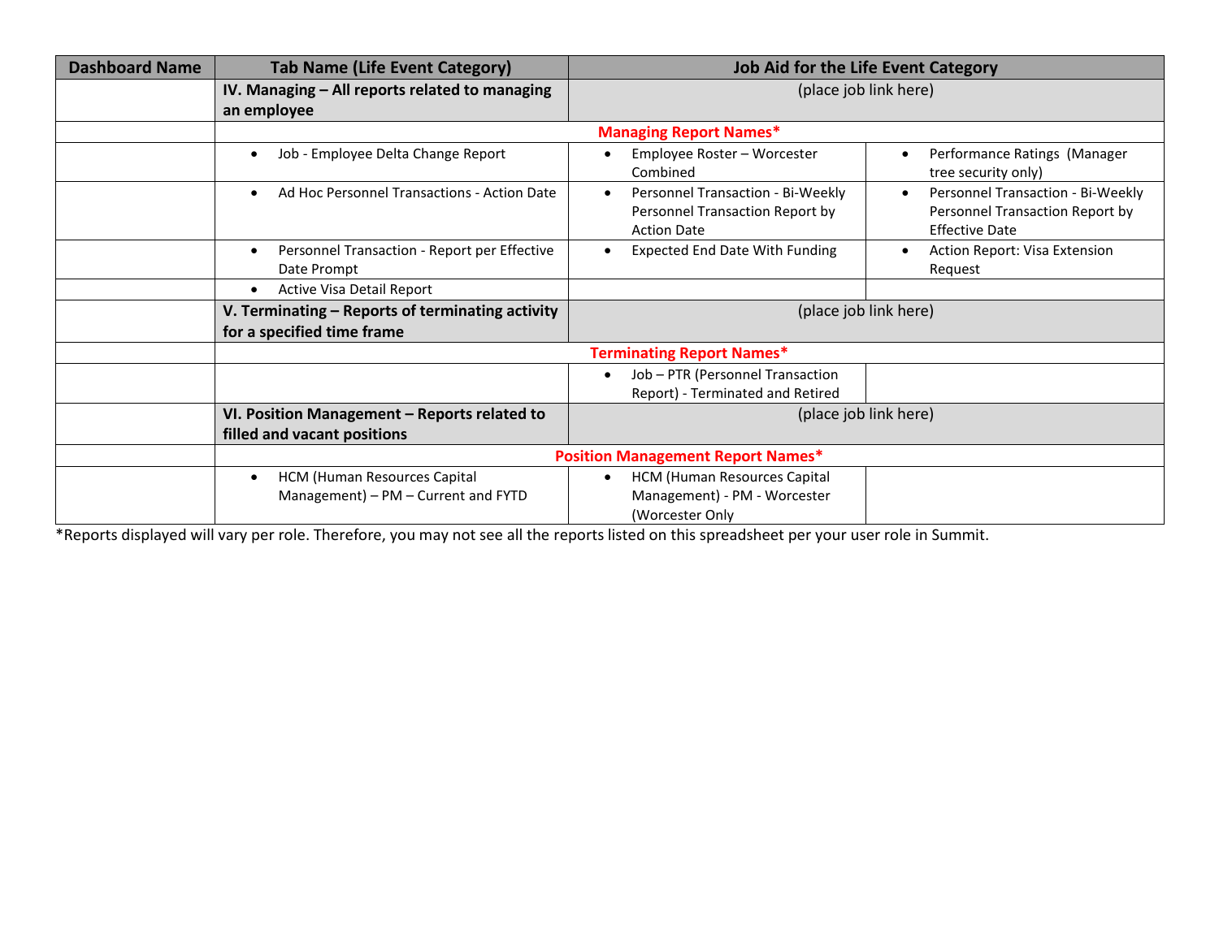| Dashboard Name | Tab Name (Life Event Category) | Job Aid for the Life Event Category | |
|---|---|---|---|
| | **IV. Managing – All reports related to managing an employee** | (place job link here) | |
| | **Managing Report Names*** | | |
| | • Job - Employee Delta Change Report | • Employee Roster – Worcester Combined | • Performance Ratings (Manager tree security only) |
| | • Ad Hoc Personnel Transactions - Action Date | • Personnel Transaction - Bi-Weekly Personnel Transaction Report by Action Date | • Personnel Transaction - Bi-Weekly Personnel Transaction Report by Effective Date |
| | • Personnel Transaction - Report per Effective Date Prompt | • Expected End Date With Funding | • Action Report: Visa Extension Request |
| | • Active Visa Detail Report | | |
| | **V. Terminating – Reports of terminating activity for a specified time frame** | (place job link here) | |
| | **Terminating Report Names*** | | |
| | | • Job – PTR (Personnel Transaction Report) - Terminated and Retired | |
| | **VI. Position Management – Reports related to filled and vacant positions** | (place job link here) | |
| | **Position Management Report Names*** | | |
| | • HCM (Human Resources Capital Management) – PM – Current and FYTD | • HCM (Human Resources Capital Management) - PM - Worcester (Worcester Only | |

*Reports displayed will vary per role. Therefore, you may not see all the reports listed on this spreadsheet per your user role in Summit.